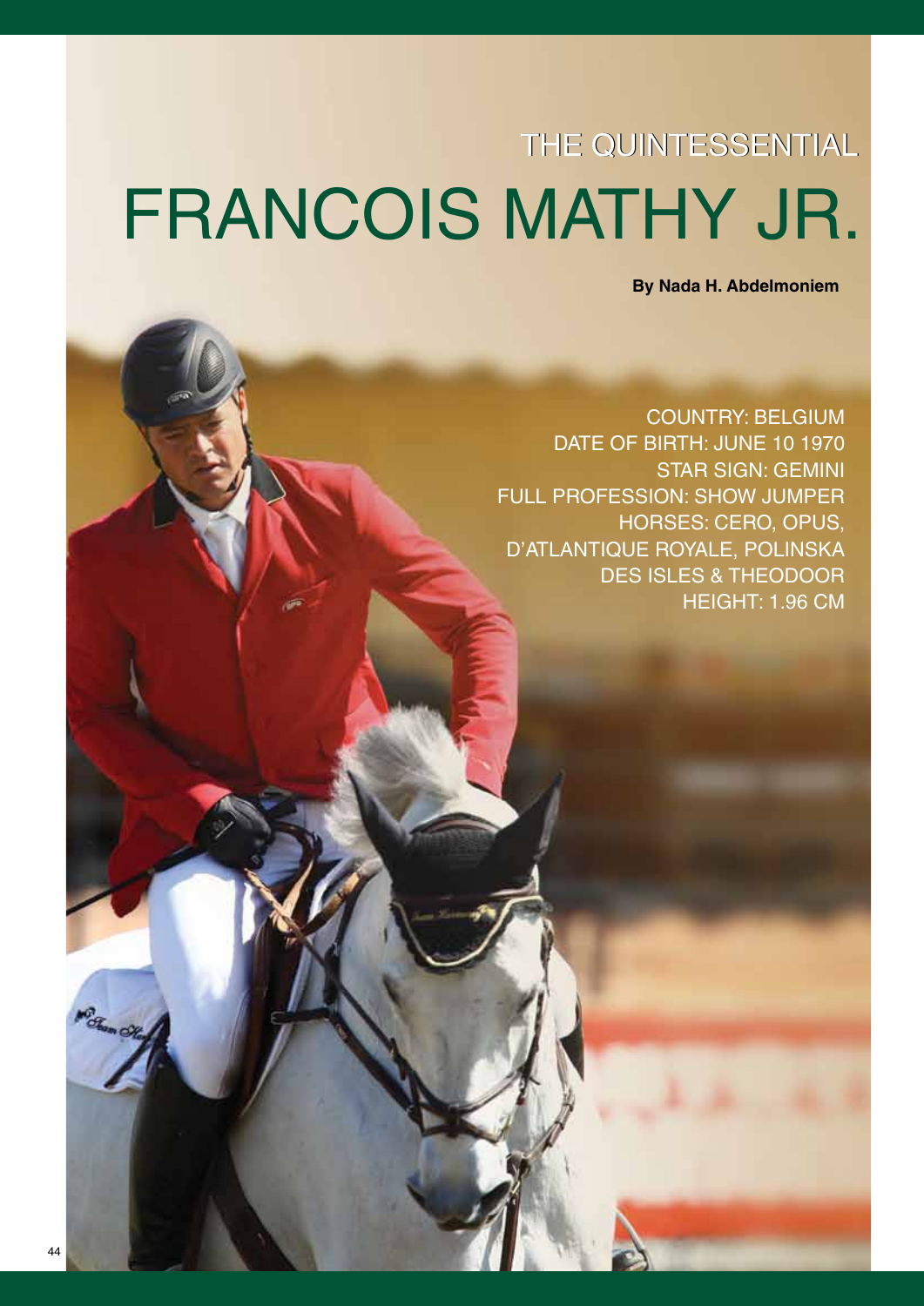## THE QUINTESSENTIAL

# FRANCOIS MATHY JR.

**By Nada H. Abdelmoniem**

COUNTRY: BELGIUM
DATE OF BIRTH: JUNE 10 1970
STAR SIGN: GEMINI
FULL PROFESSION: SHOW JUMPER
HORSES: CERO, OPUS, D'ATLANTIQUE ROYALE, POLINSKA DES ISLES & THEODOOR
HEIGHT: 1.96 CM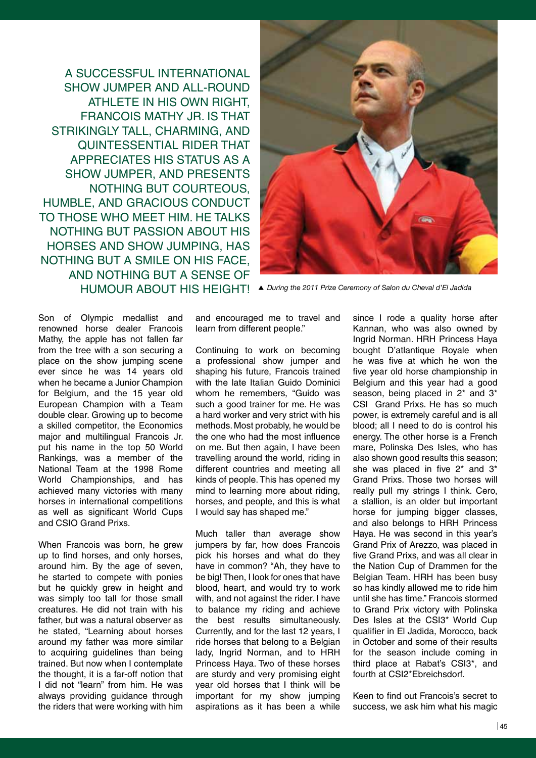A SUCCESSFUL INTERNATIONAL SHOW JUMPER AND ALL-ROUND ATHLETE IN HIS OWN RIGHT, FRANCOIS MATHY JR. IS THAT STRIKINGLY TALL, CHARMING, AND QUINTESSENTIAL RIDER THAT APPRECIATES HIS STATUS AS A SHOW JUMPER, AND PRESENTS NOTHING BUT COURTEOUS, HUMBLE, AND GRACIOUS CONDUCT TO THOSE WHO MEET HIM. HE TALKS NOTHING BUT PASSION ABOUT HIS HORSES AND SHOW JUMPING, HAS NOTHING BUT A SMILE ON HIS FACE, AND NOTHING BUT A SENSE OF HUMOUR ABOUT HIS HEIGHT!

▲ *During the 2011 Prize Ceremony of Salon du Cheval d'El Jadida*

Son of Olympic medallist and renowned horse dealer Francois Mathy, the apple has not fallen far from the tree with a son securing a place on the show jumping scene ever since he was 14 years old when he became a Junior Champion for Belgium, and the 15 year old European Champion with a Team double clear. Growing up to become a skilled competitor, the Economics major and multilingual Francois Jr. put his name in the top 50 World Rankings, was a member of the National Team at the 1998 Rome World Championships, and has achieved many victories with many horses in international competitions as well as significant World Cups and CSIO Grand Prixs.

When Francois was born, he grew up to find horses, and only horses, around him. By the age of seven, he started to compete with ponies but he quickly grew in height and was simply too tall for those small creatures. He did not train with his father, but was a natural observer as he stated, "Learning about horses around my father was more similar to acquiring guidelines than being trained. But now when I contemplate the thought, it is a far-off notion that I did not "learn" from him. He was always providing guidance through the riders that were working with him and encouraged me to travel and learn from different people."

Continuing to work on becoming a professional show jumper and shaping his future, Francois trained with the late Italian Guido Dominici whom he remembers, "Guido was such a good trainer for me. He was a hard worker and very strict with his methods. Most probably, he would be the one who had the most influence on me. But then again, I have been travelling around the world, riding in different countries and meeting all kinds of people. This has opened my mind to learning more about riding, horses, and people, and this is what I would say has shaped me."

Much taller than average show jumpers by far, how does Francois pick his horses and what do they have in common? "Ah, they have to be big! Then, I look for ones that have blood, heart, and would try to work with, and not against the rider. I have to balance my riding and achieve the best results simultaneously. Currently, and for the last 12 years, I ride horses that belong to a Belgian lady, Ingrid Norman, and to HRH Princess Haya. Two of these horses are sturdy and very promising eight year old horses that I think will be important for my show jumping aspirations as it has been a while since I rode a quality horse after Kannan, who was also owned by Ingrid Norman. HRH Princess Haya bought D'atlantique Royale when he was five at which he won the five year old horse championship in Belgium and this year had a good season, being placed in 2* and 3* CSI Grand Prixs. He has so much power, is extremely careful and is all blood; all I need to do is control his energy. The other horse is a French mare, Polinska Des Isles, who has also shown good results this season; she was placed in five 2* and 3* Grand Prixs. Those two horses will really pull my strings I think. Cero, a stallion, is an older but important horse for jumping bigger classes, and also belongs to HRH Princess Haya. He was second in this year's Grand Prix of Arezzo, was placed in five Grand Prixs, and was all clear in the Nation Cup of Drammen for the Belgian Team. HRH has been busy so has kindly allowed me to ride him until she has time." Francois stormed to Grand Prix victory with Polinska Des Isles at the CSI3* World Cup qualifier in El Jadida, Morocco, back in October and some of their results for the season include coming in third place at Rabat's CSI3*, and fourth at CSI2*Ebreichsdorf.

Keen to find out Francois's secret to success, we ask him what his magic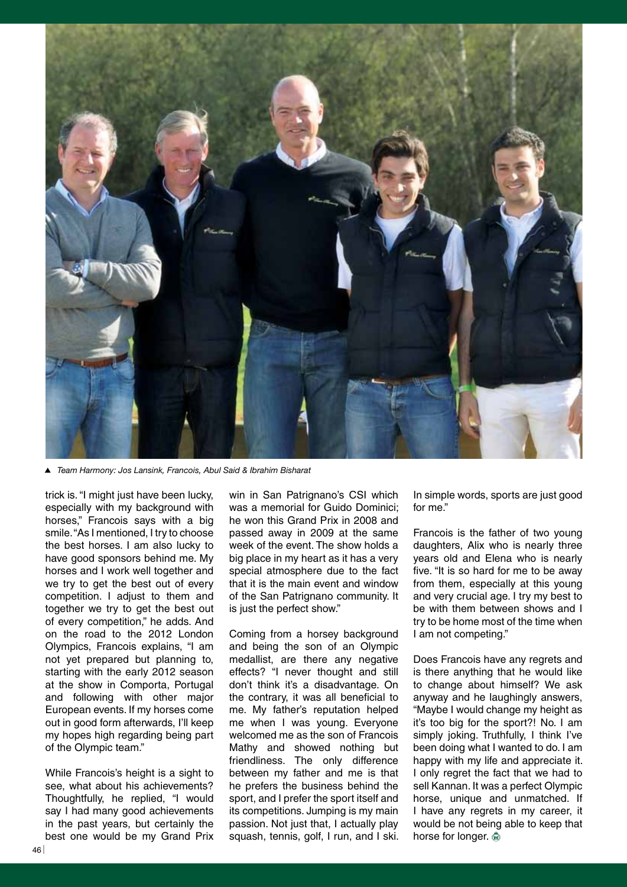▲ *Team Harmony: Jos Lansink, Francois, Abul Said & Ibrahim Bisharat*

trick is. "I might just have been lucky, especially with my background with horses," Francois says with a big smile. "As I mentioned, I try to choose the best horses. I am also lucky to have good sponsors behind me. My horses and I work well together and we try to get the best out of every competition. I adjust to them and together we try to get the best out of every competition," he adds. And on the road to the 2012 London Olympics, Francois explains, "I am not yet prepared but planning to, starting with the early 2012 season at the show in Comporta, Portugal and following with other major European events. If my horses come out in good form afterwards, I'll keep my hopes high regarding being part of the Olympic team."

While Francois's height is a sight to see, what about his achievements? Thoughtfully, he replied, "I would say I had many good achievements in the past years, but certainly the best one would be my Grand Prix win in San Patrignano's CSI which was a memorial for Guido Dominici; he won this Grand Prix in 2008 and passed away in 2009 at the same week of the event. The show holds a big place in my heart as it has a very special atmosphere due to the fact that it is the main event and window of the San Patrignano community. It is just the perfect show."

Coming from a horsey background and being the son of an Olympic medallist, are there any negative effects? "I never thought and still don't think it's a disadvantage. On the contrary, it was all beneficial to me. My father's reputation helped me when I was young. Everyone welcomed me as the son of Francois Mathy and showed nothing but friendliness. The only difference between my father and me is that he prefers the business behind the sport, and I prefer the sport itself and its competitions. Jumping is my main passion. Not just that, I actually play squash, tennis, golf, I run, and I ski. In simple words, sports are just good for me."

Francois is the father of two young daughters, Alix who is nearly three years old and Elena who is nearly five. "It is so hard for me to be away from them, especially at this young and very crucial age. I try my best to be with them between shows and I try to be home most of the time when I am not competing."

Does Francois have any regrets and is there anything that he would like to change about himself? We ask anyway and he laughingly answers, "Maybe I would change my height as it's too big for the sport?! No. I am simply joking. Truthfully, I think I've been doing what I wanted to do. I am happy with my life and appreciate it. I only regret the fact that we had to sell Kannan. It was a perfect Olympic horse, unique and unmatched. If I have any regrets in my career, it would be not being able to keep that horse for longer.